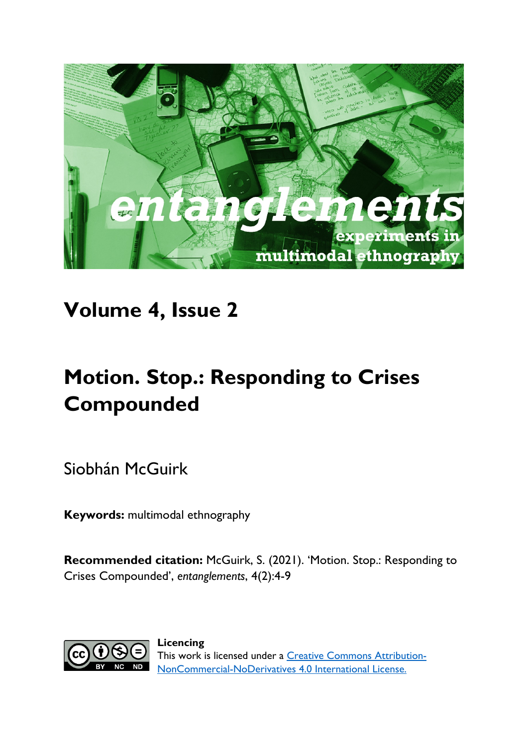# Volume 4, Issue 2

# Motion. Stop.: Responding to Crises Compounded

Siobhán McGuirk

**Keywords:** multimodal ethnography

**Recommended citation:** McGuirk, S. (2021). 'Motion. Stop.: Responding to Crises Compounded', *entanglements*, 4(2):4-9

**Licencing**
This work is licensed under a Creative Commons Attribution-NonCommercial-NoDerivatives 4.0 International License.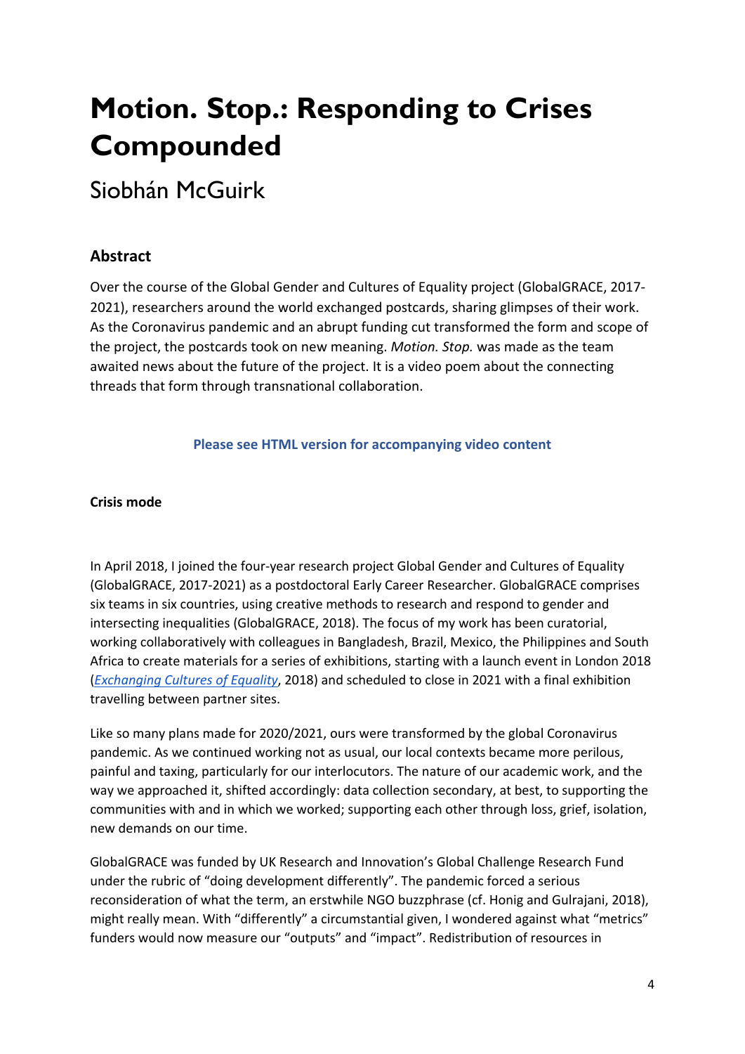# Motion. Stop.: Responding to Crises Compounded

Siobhán McGuirk

## Abstract

Over the course of the Global Gender and Cultures of Equality project (GlobalGRACE, 2017-2021), researchers around the world exchanged postcards, sharing glimpses of their work. As the Coronavirus pandemic and an abrupt funding cut transformed the form and scope of the project, the postcards took on new meaning. *Motion. Stop.* was made as the team awaited news about the future of the project. It is a video poem about the connecting threads that form through transnational collaboration.

**Please see HTML version for accompanying video content**

**Crisis mode**

In April 2018, I joined the four-year research project Global Gender and Cultures of Equality (GlobalGRACE, 2017-2021) as a postdoctoral Early Career Researcher. GlobalGRACE comprises six teams in six countries, using creative methods to research and respond to gender and intersecting inequalities (GlobalGRACE, 2018). The focus of my work has been curatorial, working collaboratively with colleagues in Bangladesh, Brazil, Mexico, the Philippines and South Africa to create materials for a series of exhibitions, starting with a launch event in London 2018 (*Exchanging Cultures of Equality*, 2018) and scheduled to close in 2021 with a final exhibition travelling between partner sites.

Like so many plans made for 2020/2021, ours were transformed by the global Coronavirus pandemic. As we continued working not as usual, our local contexts became more perilous, painful and taxing, particularly for our interlocutors. The nature of our academic work, and the way we approached it, shifted accordingly: data collection secondary, at best, to supporting the communities with and in which we worked; supporting each other through loss, grief, isolation, new demands on our time.

GlobalGRACE was funded by UK Research and Innovation's Global Challenge Research Fund under the rubric of "doing development differently". The pandemic forced a serious reconsideration of what the term, an erstwhile NGO buzzphrase (cf. Honig and Gulrajani, 2018), might really mean. With "differently" a circumstantial given, I wondered against what "metrics" funders would now measure our "outputs" and "impact". Redistribution of resources in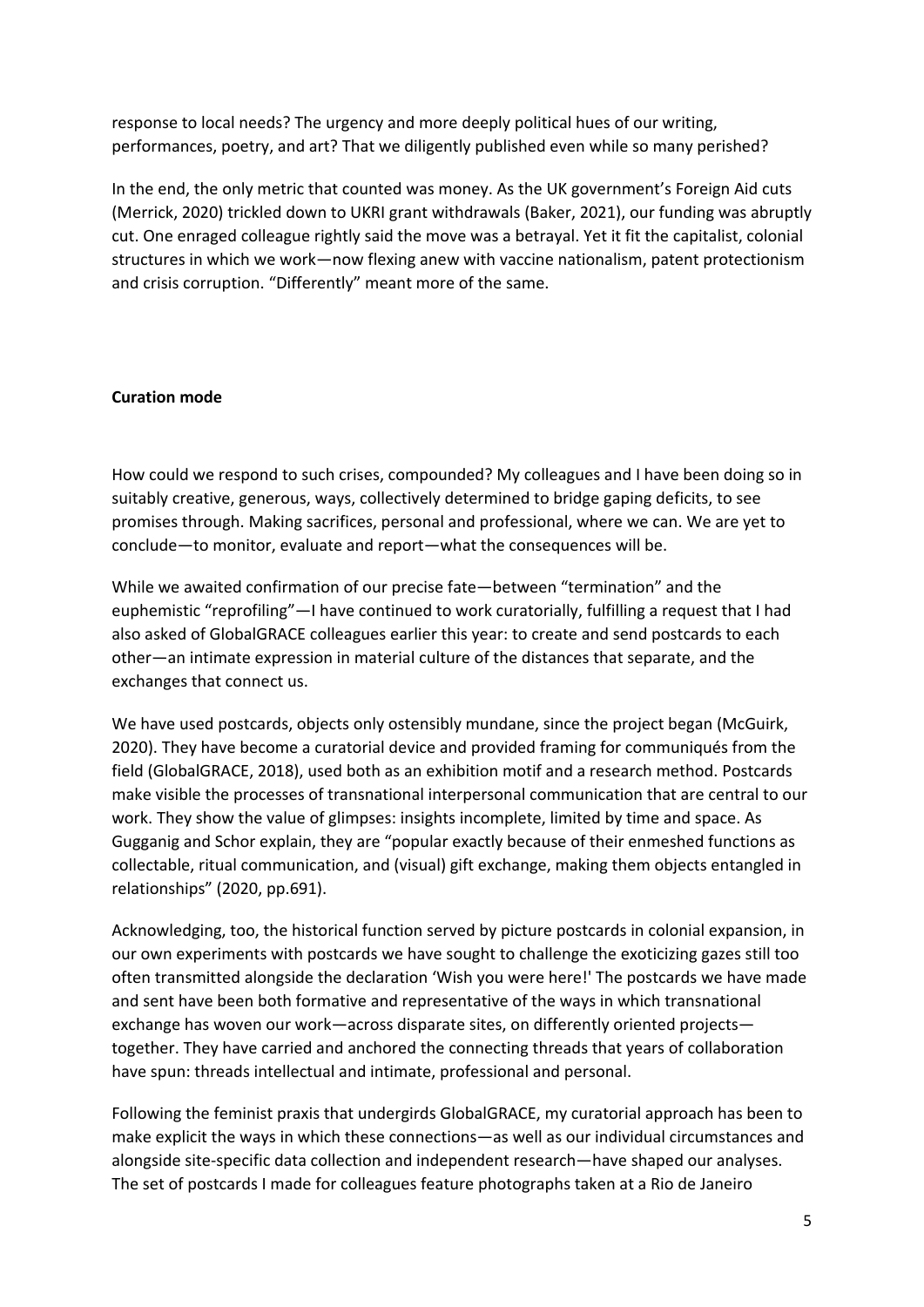response to local needs? The urgency and more deeply political hues of our writing, performances, poetry, and art? That we diligently published even while so many perished?

In the end, the only metric that counted was money. As the UK government's Foreign Aid cuts (Merrick, 2020) trickled down to UKRI grant withdrawals (Baker, 2021), our funding was abruptly cut. One enraged colleague rightly said the move was a betrayal. Yet it fit the capitalist, colonial structures in which we work—now flexing anew with vaccine nationalism, patent protectionism and crisis corruption. "Differently" meant more of the same.

**Curation mode**

How could we respond to such crises, compounded? My colleagues and I have been doing so in suitably creative, generous, ways, collectively determined to bridge gaping deficits, to see promises through. Making sacrifices, personal and professional, where we can. We are yet to conclude—to monitor, evaluate and report—what the consequences will be.

While we awaited confirmation of our precise fate—between "termination" and the euphemistic "reprofiling"—I have continued to work curatorially, fulfilling a request that I had also asked of GlobalGRACE colleagues earlier this year: to create and send postcards to each other—an intimate expression in material culture of the distances that separate, and the exchanges that connect us.

We have used postcards, objects only ostensibly mundane, since the project began (McGuirk, 2020). They have become a curatorial device and provided framing for communiqués from the field (GlobalGRACE, 2018), used both as an exhibition motif and a research method. Postcards make visible the processes of transnational interpersonal communication that are central to our work. They show the value of glimpses: insights incomplete, limited by time and space. As Gugganig and Schor explain, they are "popular exactly because of their enmeshed functions as collectable, ritual communication, and (visual) gift exchange, making them objects entangled in relationships" (2020, pp.691).

Acknowledging, too, the historical function served by picture postcards in colonial expansion, in our own experiments with postcards we have sought to challenge the exoticizing gazes still too often transmitted alongside the declaration 'Wish you were here!' The postcards we have made and sent have been both formative and representative of the ways in which transnational exchange has woven our work—across disparate sites, on differently oriented projects—together. They have carried and anchored the connecting threads that years of collaboration have spun: threads intellectual and intimate, professional and personal.

Following the feminist praxis that undergirds GlobalGRACE, my curatorial approach has been to make explicit the ways in which these connections—as well as our individual circumstances and alongside site-specific data collection and independent research—have shaped our analyses. The set of postcards I made for colleagues feature photographs taken at a Rio de Janeiro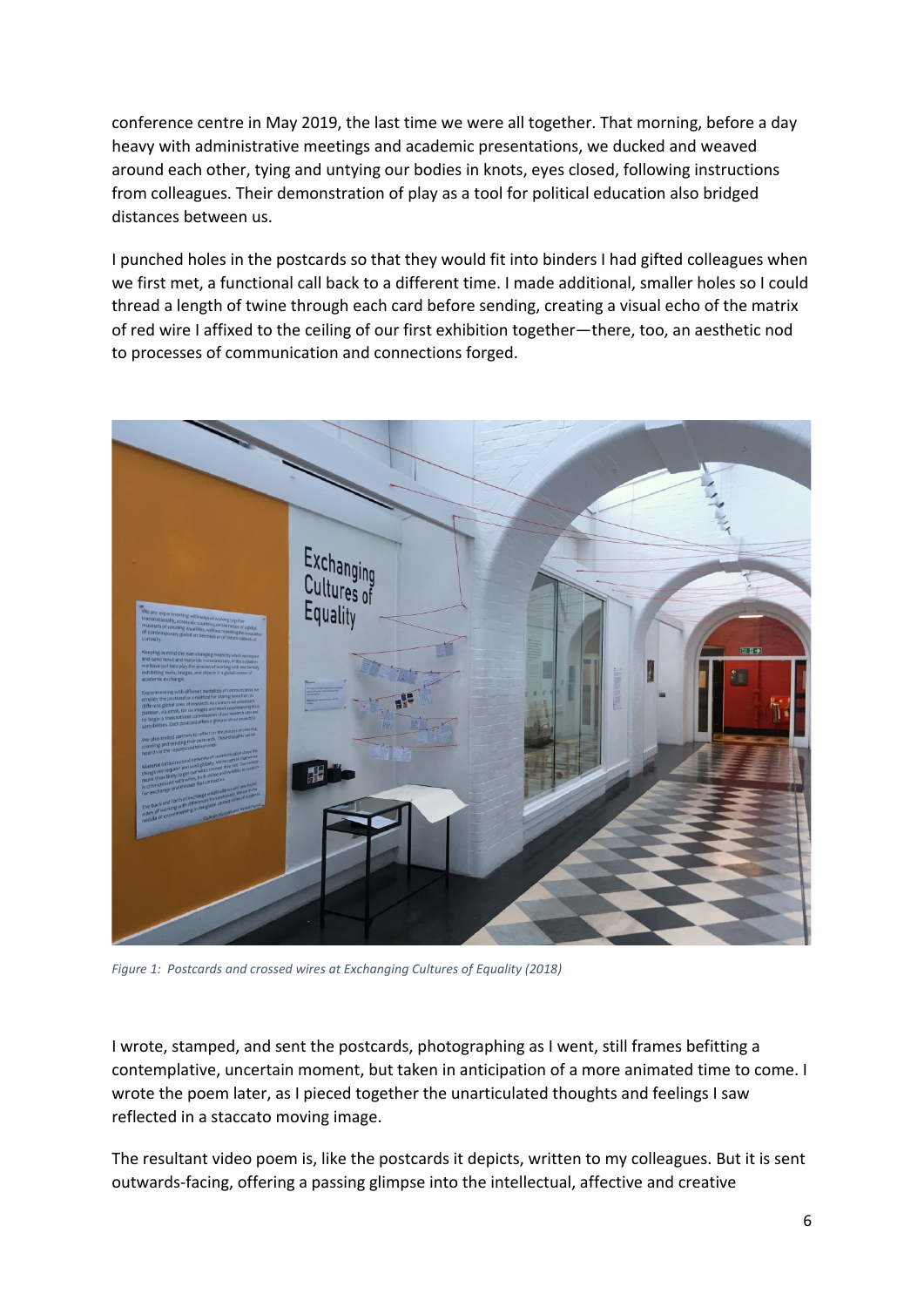conference centre in May 2019, the last time we were all together. That morning, before a day heavy with administrative meetings and academic presentations, we ducked and weaved around each other, tying and untying our bodies in knots, eyes closed, following instructions from colleagues. Their demonstration of play as a tool for political education also bridged distances between us.

I punched holes in the postcards so that they would fit into binders I had gifted colleagues when we first met, a functional call back to a different time. I made additional, smaller holes so I could thread a length of twine through each card before sending, creating a visual echo of the matrix of red wire I affixed to the ceiling of our first exhibition together—there, too, an aesthetic nod to processes of communication and connections forged.

*Figure 1: Postcards and crossed wires at Exchanging Cultures of Equality (2018)*

I wrote, stamped, and sent the postcards, photographing as I went, still frames befitting a contemplative, uncertain moment, but taken in anticipation of a more animated time to come. I wrote the poem later, as I pieced together the unarticulated thoughts and feelings I saw reflected in a staccato moving image.

The resultant video poem is, like the postcards it depicts, written to my colleagues. But it is sent outwards-facing, offering a passing glimpse into the intellectual, affective and creative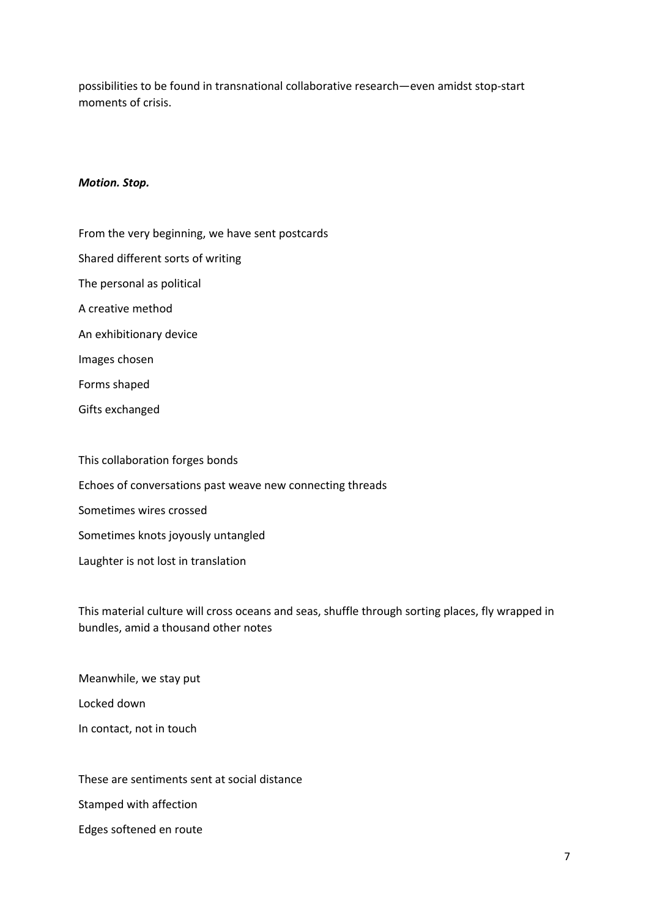possibilities to be found in transnational collaborative research—even amidst stop-start moments of crisis.

***Motion. Stop.***

From the very beginning, we have sent postcards

Shared different sorts of writing

The personal as political

A creative method

An exhibitionary device

Images chosen

Forms shaped

Gifts exchanged

This collaboration forges bonds

Echoes of conversations past weave new connecting threads

Sometimes wires crossed

Sometimes knots joyously untangled

Laughter is not lost in translation

This material culture will cross oceans and seas, shuffle through sorting places, fly wrapped in bundles, amid a thousand other notes

Meanwhile, we stay put

Locked down

In contact, not in touch

These are sentiments sent at social distance

Stamped with affection

Edges softened en route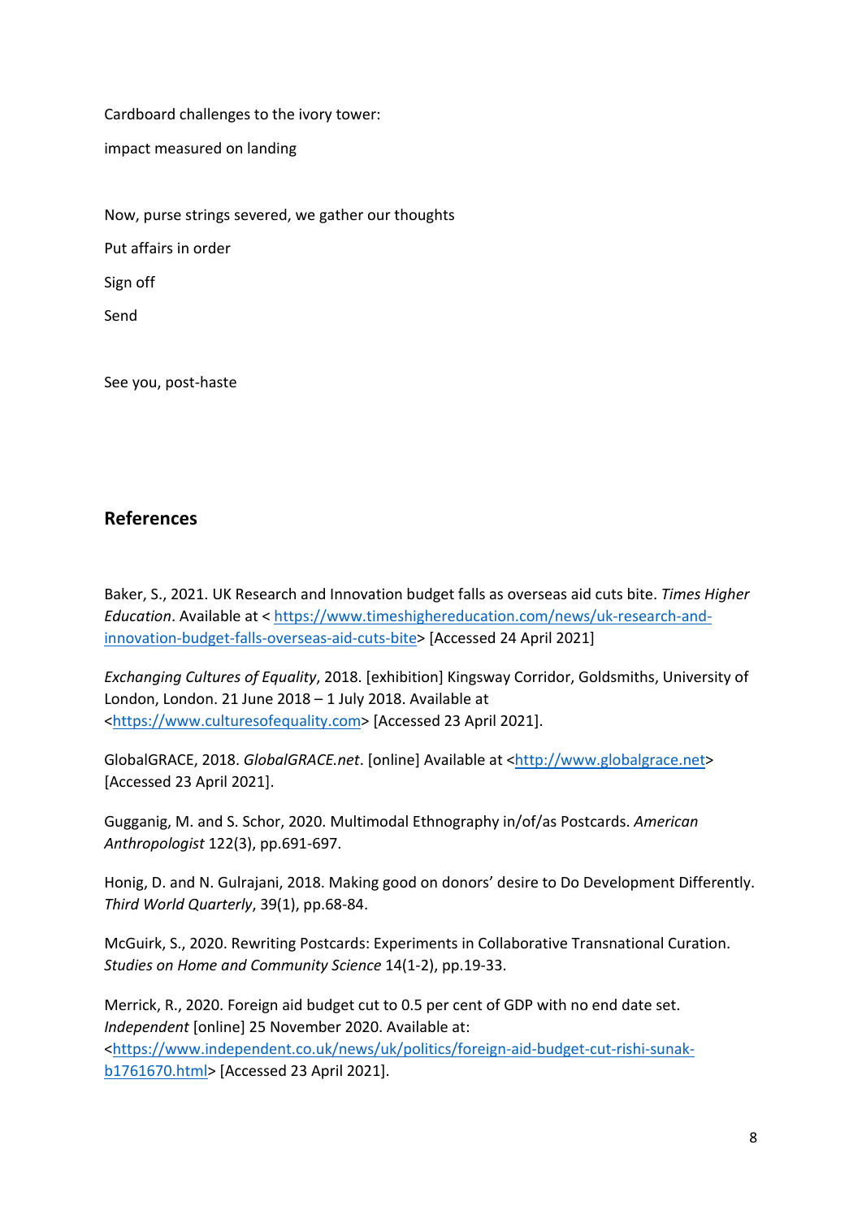Cardboard challenges to the ivory tower:

impact measured on landing

Now, purse strings severed, we gather our thoughts

Put affairs in order

Sign off

Send

See you, post-haste

## References

Baker, S., 2021. UK Research and Innovation budget falls as overseas aid cuts bite. *Times Higher Education*. Available at < https://www.timeshighereducation.com/news/uk-research-and-innovation-budget-falls-overseas-aid-cuts-bite> [Accessed 24 April 2021]

*Exchanging Cultures of Equality*, 2018. [exhibition] Kingsway Corridor, Goldsmiths, University of London, London. 21 June 2018 – 1 July 2018. Available at <https://www.culturesofequality.com> [Accessed 23 April 2021].

GlobalGRACE, 2018. *GlobalGRACE.net*. [online] Available at <http://www.globalgrace.net> [Accessed 23 April 2021].

Gugganig, M. and S. Schor, 2020. Multimodal Ethnography in/of/as Postcards. *American Anthropologist* 122(3), pp.691-697.

Honig, D. and N. Gulrajani, 2018. Making good on donors' desire to Do Development Differently. *Third World Quarterly*, 39(1), pp.68-84.

McGuirk, S., 2020. Rewriting Postcards: Experiments in Collaborative Transnational Curation. *Studies on Home and Community Science* 14(1-2), pp.19-33.

Merrick, R., 2020. Foreign aid budget cut to 0.5 per cent of GDP with no end date set. *Independent* [online] 25 November 2020. Available at: <https://www.independent.co.uk/news/uk/politics/foreign-aid-budget-cut-rishi-sunak-b1761670.html> [Accessed 23 April 2021].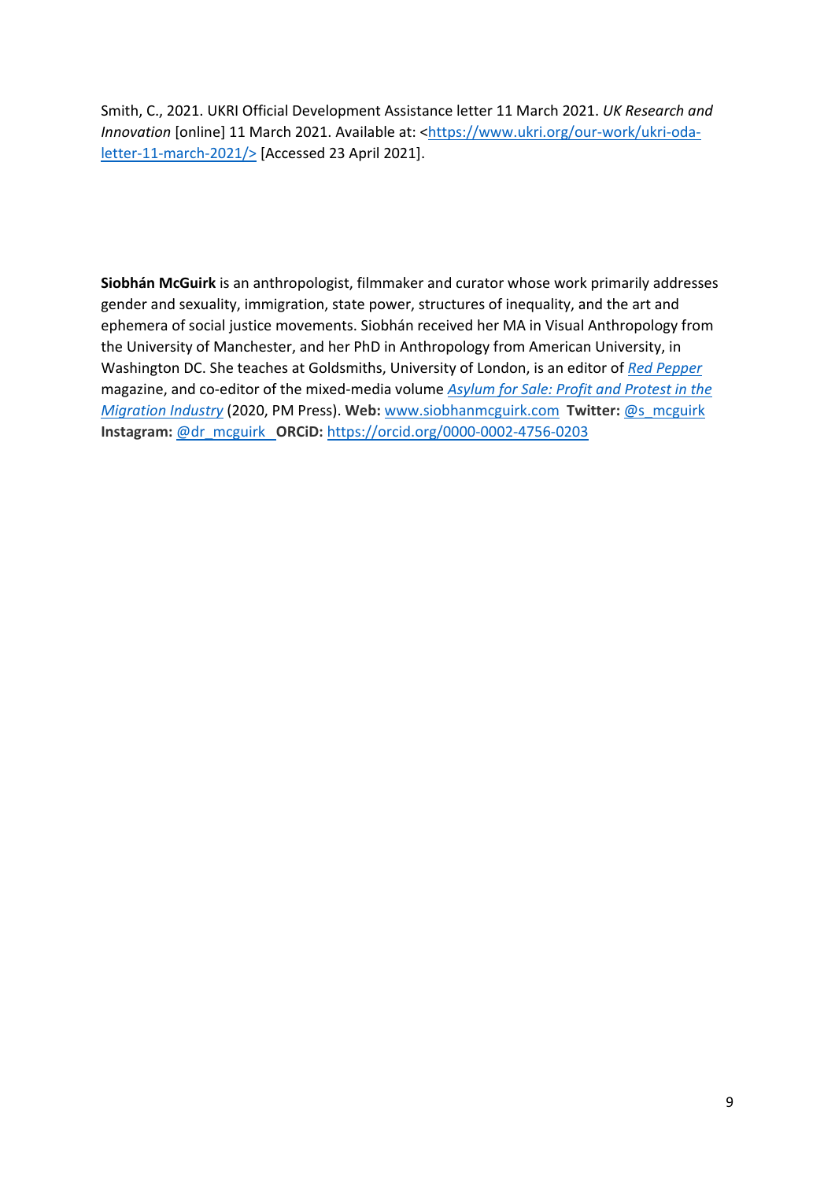Smith, C., 2021. UKRI Official Development Assistance letter 11 March 2021. *UK Research and Innovation* [online] 11 March 2021. Available at: <https://www.ukri.org/our-work/ukri-oda-letter-11-march-2021/> [Accessed 23 April 2021].

**Siobhán McGuirk** is an anthropologist, filmmaker and curator whose work primarily addresses gender and sexuality, immigration, state power, structures of inequality, and the art and ephemera of social justice movements. Siobhán received her MA in Visual Anthropology from the University of Manchester, and her PhD in Anthropology from American University, in Washington DC. She teaches at Goldsmiths, University of London, is an editor of *Red Pepper* magazine, and co-editor of the mixed-media volume *Asylum for Sale: Profit and Protest in the Migration Industry* (2020, PM Press). **Web:** www.siobhanmcguirk.com **Twitter:** @s_mcguirk **Instagram:** @dr_mcguirk **ORCiD:** https://orcid.org/0000-0002-4756-0203